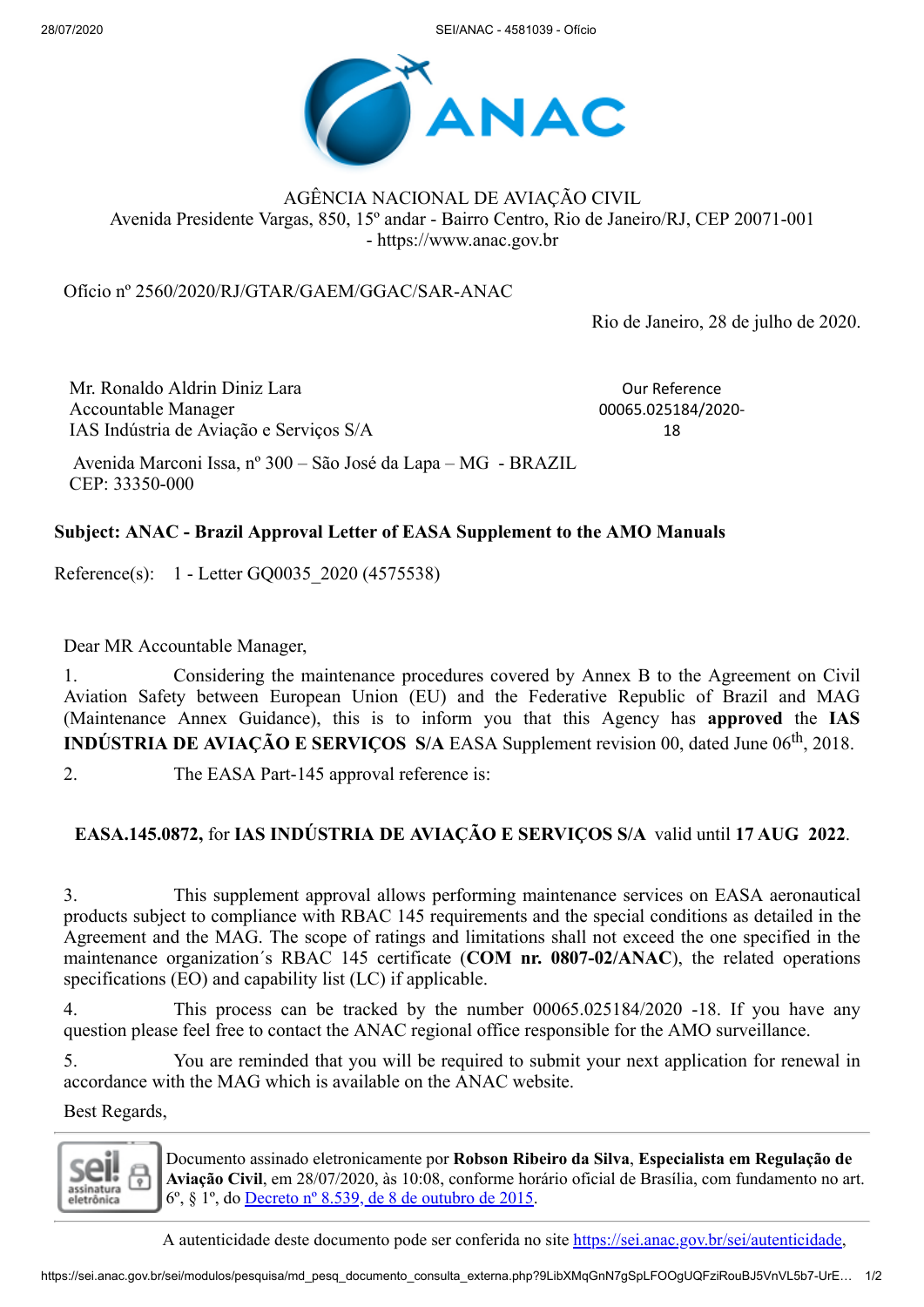AGÊNCIA NACIONAL DE AVIAÇÃO CIVIL
Avenida Presidente Vargas, 850, 15º andar - Bairro Centro, Rio de Janeiro/RJ, CEP 20071-001
- https://www.anac.gov.br

Ofício nº 2560/2020/RJ/GTAR/GAEM/GGAC/SAR-ANAC

Rio de Janeiro, 28 de julho de 2020.

Mr. Ronaldo Aldrin Diniz Lara
Accountable Manager
IAS Indústria de Aviação e Serviços S/A

Our Reference
00065.025184/2020-18

Avenida Marconi Issa, nº 300 – São José da Lapa – MG - BRAZIL
CEP: 33350-000

**Subject: ANAC - Brazil Approval Letter of EASA Supplement to the AMO Manuals**

Reference(s): 1 - Letter GQ0035_2020 (4575538)

Dear MR Accountable Manager,

1. Considering the maintenance procedures covered by Annex B to the Agreement on Civil Aviation Safety between European Union (EU) and the Federative Republic of Brazil and MAG (Maintenance Annex Guidance), this is to inform you that this Agency has **approved** the **IAS INDÚSTRIA DE AVIAÇÃO E SERVIÇOS S/A** EASA Supplement revision 00, dated June 06th, 2018.

2. The EASA Part-145 approval reference is:

**EASA.145.0872,** for **IAS INDÚSTRIA DE AVIAÇÃO E SERVIÇOS S/A** valid until **17 AUG 2022**.

3. This supplement approval allows performing maintenance services on EASA aeronautical products subject to compliance with RBAC 145 requirements and the special conditions as detailed in the Agreement and the MAG. The scope of ratings and limitations shall not exceed the one specified in the maintenance organization´s RBAC 145 certificate (**COM nr. 0807-02/ANAC**), the related operations specifications (EO) and capability list (LC) if applicable.

4. This process can be tracked by the number 00065.025184/2020 -18. If you have any question please feel free to contact the ANAC regional office responsible for the AMO surveillance.

5. You are reminded that you will be required to submit your next application for renewal in accordance with the MAG which is available on the ANAC website.

Best Regards,

---

Documento assinado eletronicamente por **Robson Ribeiro da Silva**, **Especialista em Regulação de Aviação Civil**, em 28/07/2020, às 10:08, conforme horário oficial de Brasília, com fundamento no art. 6º, § 1º, do Decreto nº 8.539, de 8 de outubro de 2015.

---

A autenticidade deste documento pode ser conferida no site https://sei.anac.gov.br/sei/autenticidade,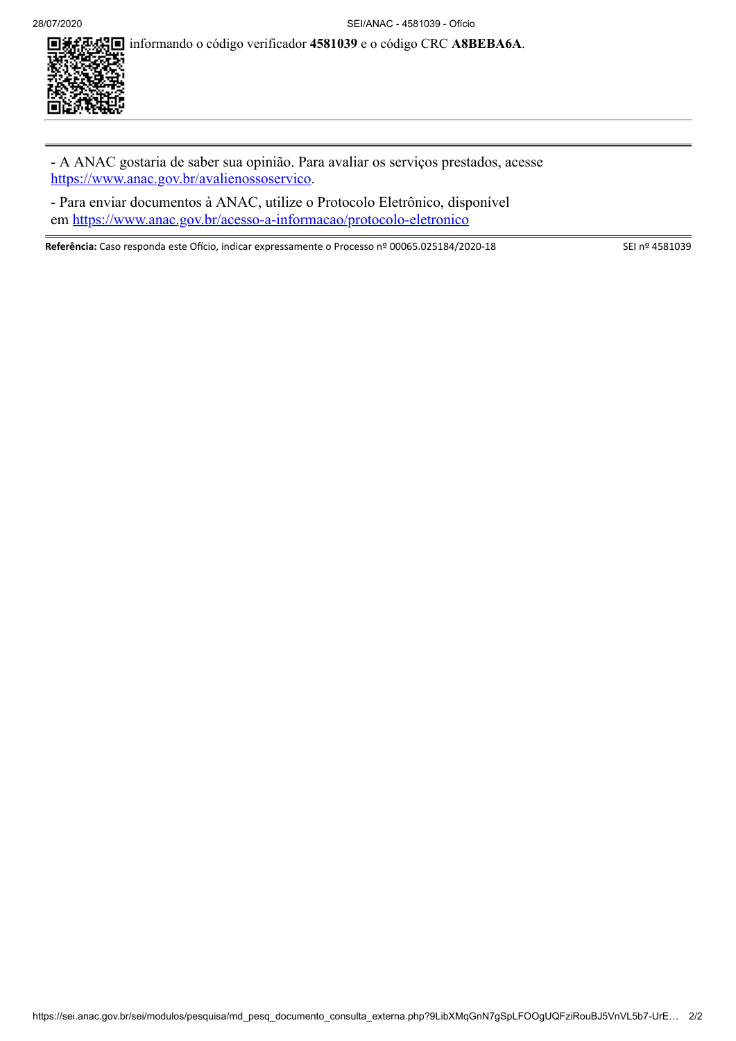informando o código verificador **4581039** e o código CRC **A8BEBA6A**.

---

- A ANAC gostaria de saber sua opinião. Para avaliar os serviços prestados, acesse [https://www.anac.gov.br/avalienossoservico](https://www.anac.gov.br/avalienossoservico).

- Para enviar documentos à ANAC, utilize o Protocolo Eletrônico, disponível em [https://www.anac.gov.br/acesso-a-informacao/protocolo-eletronico](https://www.anac.gov.br/acesso-a-informacao/protocolo-eletronico)

---

**Referência:** Caso responda este Ofício, indicar expressamente o Processo nº 00065.025184/2020-18 SEI nº 4581039